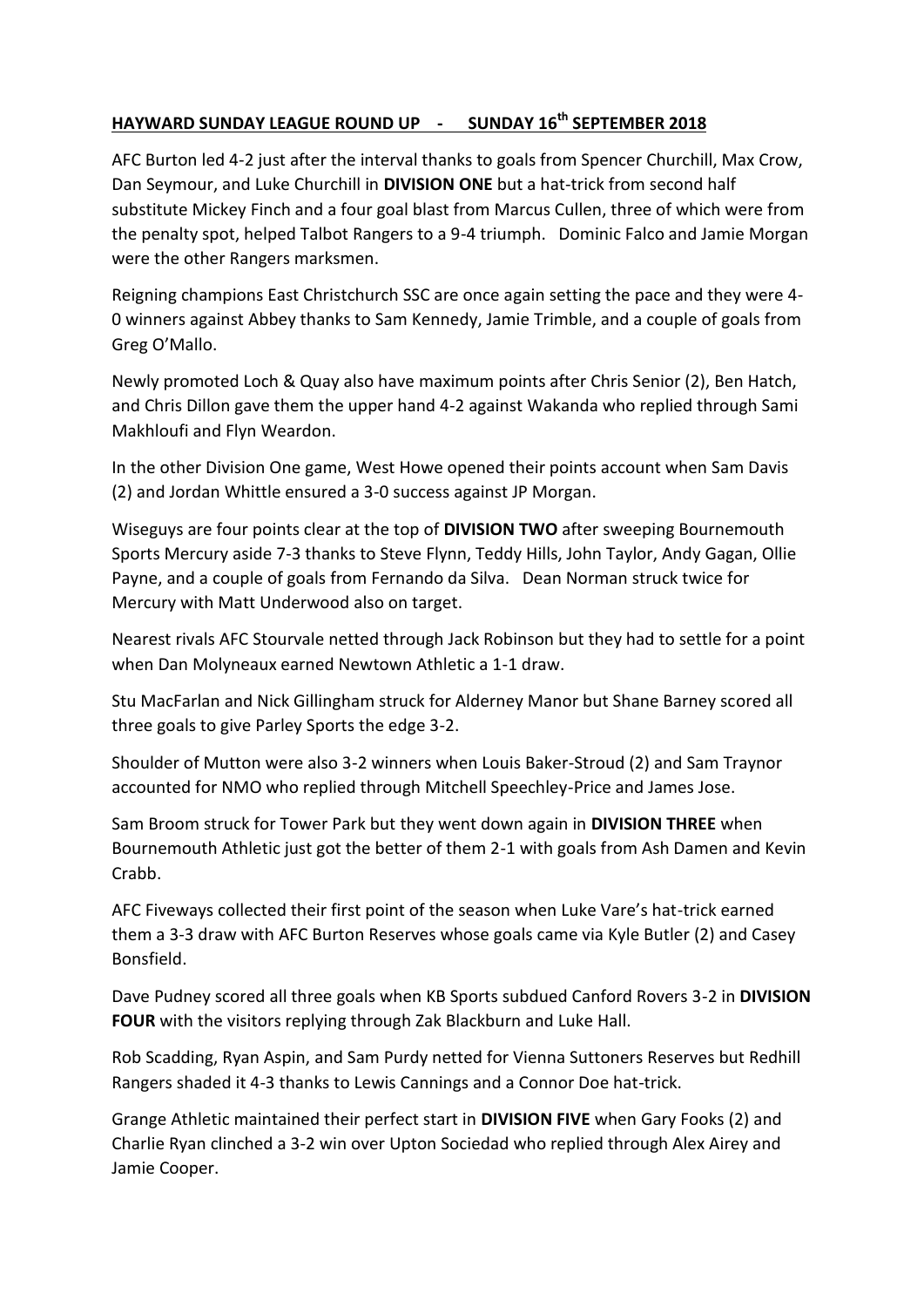## HAYWARD SUNDAY LEAGUE ROUND UP - SUNDAY 16th SEPTEMBER 2018

AFC Burton led 4-2 just after the interval thanks to goals from Spencer Churchill, Max Crow, Dan Seymour, and Luke Churchill in **DIVISION ONE** but a hat-trick from second half substitute Mickey Finch and a four goal blast from Marcus Cullen, three of which were from the penalty spot, helped Talbot Rangers to a 9-4 triumph. Dominic Falco and Jamie Morgan were the other Rangers marksmen.

Reigning champions East Christchurch SSC are once again setting the pace and they were 4-0 winners against Abbey thanks to Sam Kennedy, Jamie Trimble, and a couple of goals from Greg O'Mallo.

Newly promoted Loch & Quay also have maximum points after Chris Senior (2), Ben Hatch, and Chris Dillon gave them the upper hand 4-2 against Wakanda who replied through Sami Makhloufi and Flyn Weardon.

In the other Division One game, West Howe opened their points account when Sam Davis (2) and Jordan Whittle ensured a 3-0 success against JP Morgan.

Wiseguys are four points clear at the top of **DIVISION TWO** after sweeping Bournemouth Sports Mercury aside 7-3 thanks to Steve Flynn, Teddy Hills, John Taylor, Andy Gagan, Ollie Payne, and a couple of goals from Fernando da Silva. Dean Norman struck twice for Mercury with Matt Underwood also on target.

Nearest rivals AFC Stourvale netted through Jack Robinson but they had to settle for a point when Dan Molyneaux earned Newtown Athletic a 1-1 draw.

Stu MacFarlan and Nick Gillingham struck for Alderney Manor but Shane Barney scored all three goals to give Parley Sports the edge 3-2.

Shoulder of Mutton were also 3-2 winners when Louis Baker-Stroud (2) and Sam Traynor accounted for NMO who replied through Mitchell Speechley-Price and James Jose.

Sam Broom struck for Tower Park but they went down again in **DIVISION THREE** when Bournemouth Athletic just got the better of them 2-1 with goals from Ash Damen and Kevin Crabb.

AFC Fiveways collected their first point of the season when Luke Vare's hat-trick earned them a 3-3 draw with AFC Burton Reserves whose goals came via Kyle Butler (2) and Casey Bonsfield.

Dave Pudney scored all three goals when KB Sports subdued Canford Rovers 3-2 in **DIVISION FOUR** with the visitors replying through Zak Blackburn and Luke Hall.

Rob Scadding, Ryan Aspin, and Sam Purdy netted for Vienna Suttoners Reserves but Redhill Rangers shaded it 4-3 thanks to Lewis Cannings and a Connor Doe hat-trick.

Grange Athletic maintained their perfect start in **DIVISION FIVE** when Gary Fooks (2) and Charlie Ryan clinched a 3-2 win over Upton Sociedad who replied through Alex Airey and Jamie Cooper.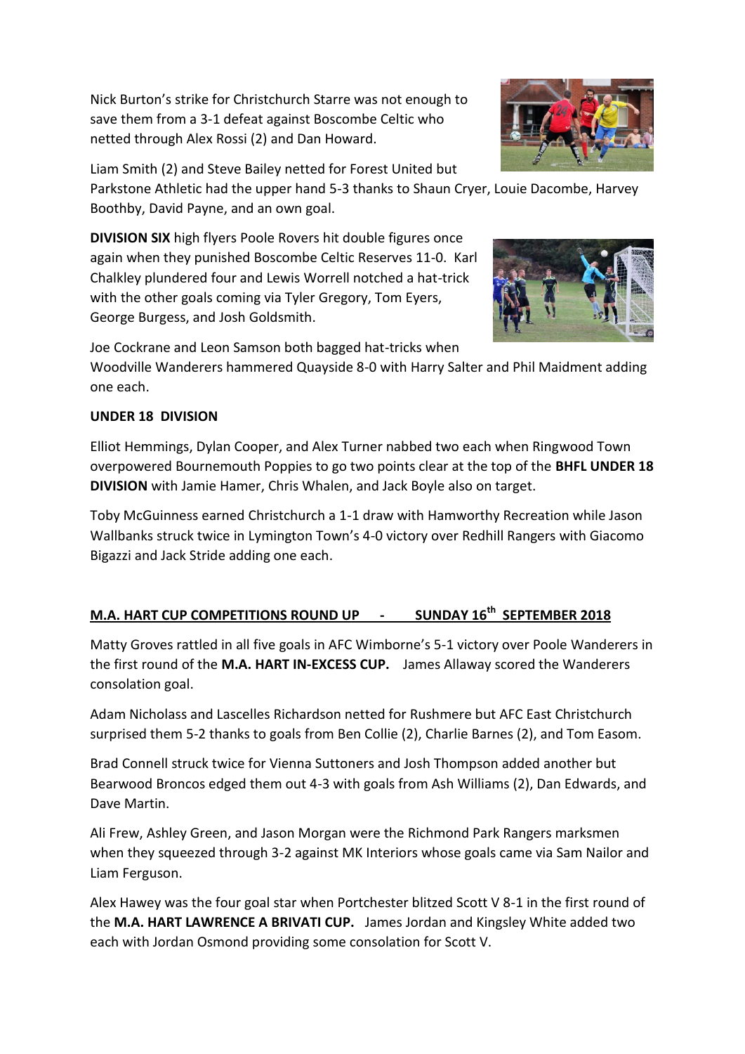Nick Burton's strike for Christchurch Starre was not enough to save them from a 3-1 defeat against Boscombe Celtic who netted through Alex Rossi (2) and Dan Howard.

Liam Smith (2) and Steve Bailey netted for Forest United but Parkstone Athletic had the upper hand 5-3 thanks to Shaun Cryer, Louie Dacombe, Harvey Boothby, David Payne, and an own goal.

**DIVISION SIX** high flyers Poole Rovers hit double figures once again when they punished Boscombe Celtic Reserves 11-0. Karl Chalkley plundered four and Lewis Worrell notched a hat-trick with the other goals coming via Tyler Gregory, Tom Eyers, George Burgess, and Josh Goldsmith.

Joe Cockrane and Leon Samson both bagged hat-tricks when Woodville Wanderers hammered Quayside 8-0 with Harry Salter and Phil Maidment adding one each.

**UNDER 18 DIVISION**

Elliot Hemmings, Dylan Cooper, and Alex Turner nabbed two each when Ringwood Town overpowered Bournemouth Poppies to go two points clear at the top of the **BHFL UNDER 18 DIVISION** with Jamie Hamer, Chris Whalen, and Jack Boyle also on target.

Toby McGuinness earned Christchurch a 1-1 draw with Hamworthy Recreation while Jason Wallbanks struck twice in Lymington Town's 4-0 victory over Redhill Rangers with Giacomo Bigazzi and Jack Stride adding one each.

**M.A. HART CUP COMPETITIONS ROUND UP - SUNDAY 16th SEPTEMBER 2018**

Matty Groves rattled in all five goals in AFC Wimborne's 5-1 victory over Poole Wanderers in the first round of the **M.A. HART IN-EXCESS CUP.** James Allaway scored the Wanderers consolation goal.

Adam Nicholass and Lascelles Richardson netted for Rushmere but AFC East Christchurch surprised them 5-2 thanks to goals from Ben Collie (2), Charlie Barnes (2), and Tom Easom.

Brad Connell struck twice for Vienna Suttoners and Josh Thompson added another but Bearwood Broncos edged them out 4-3 with goals from Ash Williams (2), Dan Edwards, and Dave Martin.

Ali Frew, Ashley Green, and Jason Morgan were the Richmond Park Rangers marksmen when they squeezed through 3-2 against MK Interiors whose goals came via Sam Nailor and Liam Ferguson.

Alex Hawey was the four goal star when Portchester blitzed Scott V 8-1 in the first round of the **M.A. HART LAWRENCE A BRIVATI CUP.** James Jordan and Kingsley White added two each with Jordan Osmond providing some consolation for Scott V.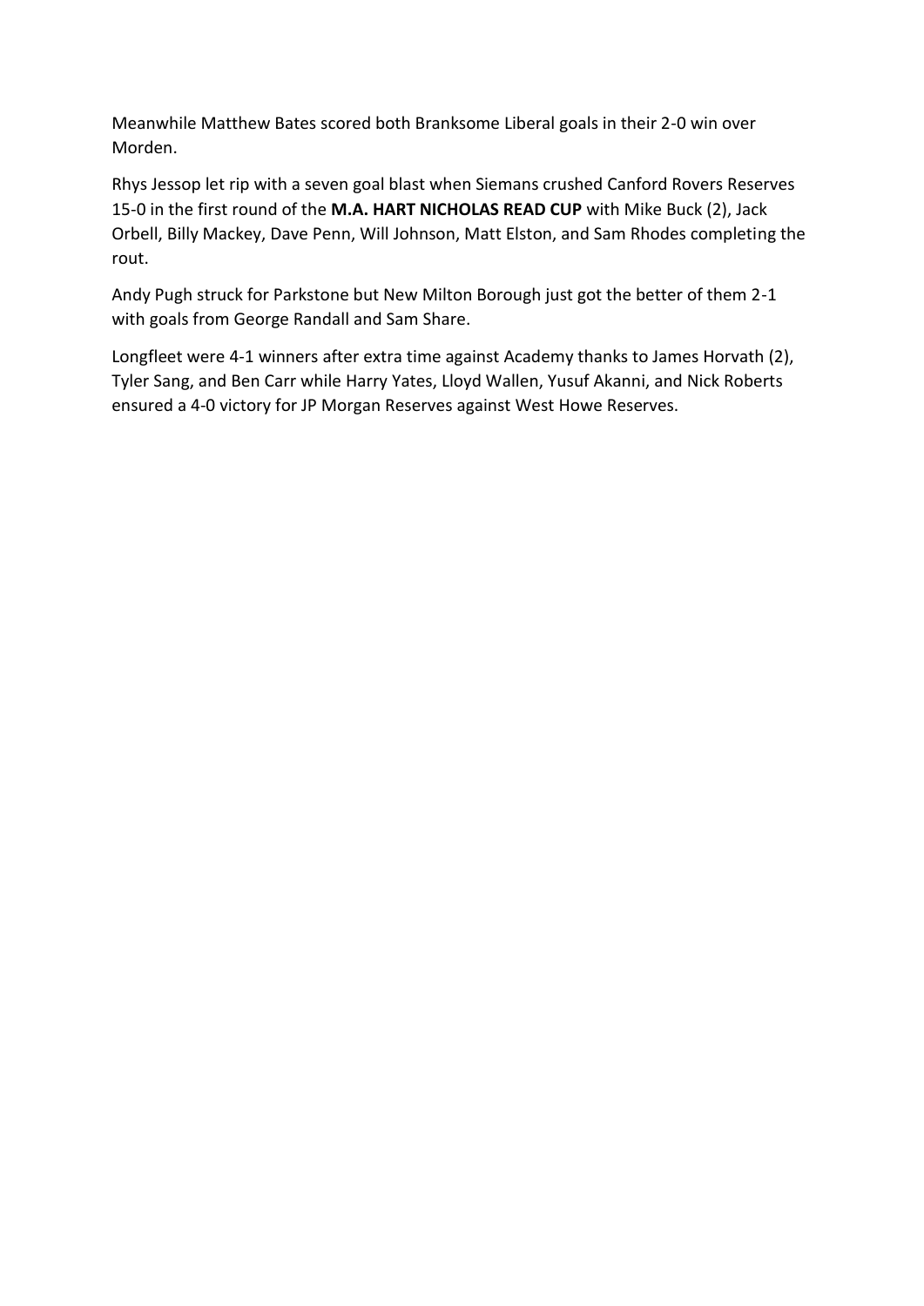Meanwhile Matthew Bates scored both Branksome Liberal goals in their 2-0 win over Morden.

Rhys Jessop let rip with a seven goal blast when Siemans crushed Canford Rovers Reserves 15-0 in the first round of the **M.A. HART NICHOLAS READ CUP** with Mike Buck (2), Jack Orbell, Billy Mackey, Dave Penn, Will Johnson, Matt Elston, and Sam Rhodes completing the rout.

Andy Pugh struck for Parkstone but New Milton Borough just got the better of them 2-1 with goals from George Randall and Sam Share.

Longfleet were 4-1 winners after extra time against Academy thanks to James Horvath (2), Tyler Sang, and Ben Carr while Harry Yates, Lloyd Wallen, Yusuf Akanni, and Nick Roberts ensured a 4-0 victory for JP Morgan Reserves against West Howe Reserves.